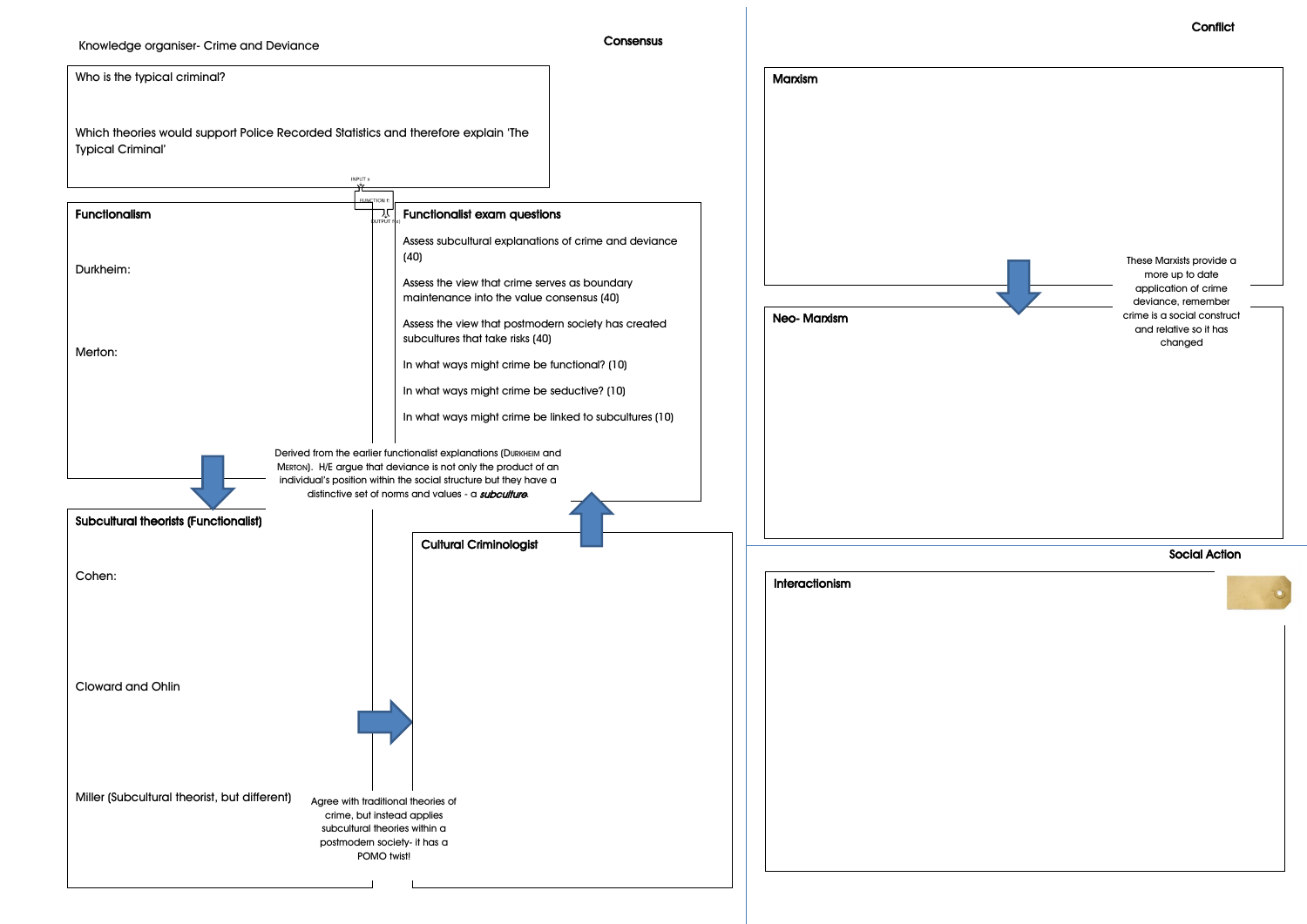Knowledge organiser- Crime and Deviance

## Consensus

Who is the typical criminal?

Which theories would support Police Recorded Statistics and therefore explain 'The Typical Criminal'

INPUT x

FUNCTION f:

OUTPUT f(x)

### Functionalism

Durkheim:

Merton:

### Functionalist exam questions

Assess subcultural explanations of crime and deviance (40)

Assess the view that crime serves as boundary maintenance into the value consensus (40)

Assess the view that postmodern society has created subcultures that take risks (40)

In what ways might crime be functional? (10)

In what ways might crime be seductive? (10)

In what ways might crime be linked to subcultures (10)

Derived from the earlier functionalist explanations (Durkheim and Merton). H/E argue that deviance is not only the product of an individual's position within the social structure but they have a distinctive set of norms and values - a ***subculture***.

### Subcultural theorists (Functionalist)

Cohen:

Cloward and Ohlin

Miller (Subcultural theorist, but different)

Agree with traditional theories of crime, but instead applies subcultural theories within a postmodern society- it has a POMO twist!

### Cultural Criminologist

## Conflict

### Marxism

These Marxists provide a more up to date application of crime deviance, remember crime is a social construct and relative so it has changed

### Neo- Marxism

## Social Action

### Interactionism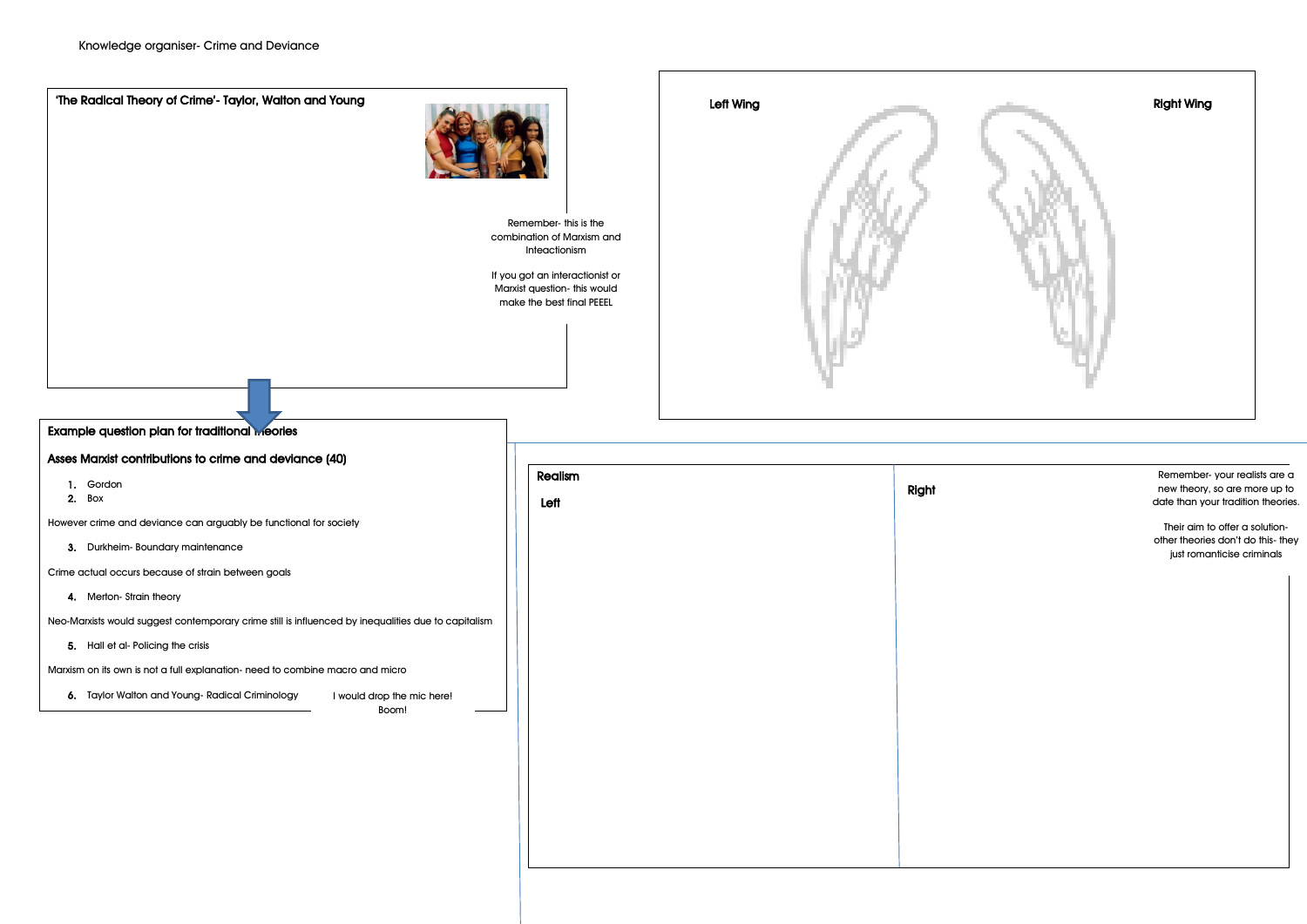Knowledge organiser- Crime and Deviance

## 'The Radical Theory of Crime'- Taylor, Walton and Young

Remember- this is the combination of Marxism and Inteactionism

If you got an interactionist or Marxist question- this would make the best final PEEEL

**Left Wing**

**Right Wing**

## Example question plan for traditional theories

**Asses Marxist contributions to crime and deviance (40)**

1. Gordon
2. Box

However crime and deviance can arguably be functional for society

3. Durkheim- Boundary maintenance

Crime actual occurs because of strain between goals

4. Merton- Strain theory

Neo-Marxists would suggest contemporary crime still is influenced by inequalities due to capitalism

5. Hall et al- Policing the crisis

Marxism on its own is not a full explanation- need to combine macro and micro

6. Taylor Walton and Young- Radical Criminology

I would drop the mic here! Boom!

## Realism

**Left**

**Right**

Remember- your realists are a new theory, so are more up to date than your tradition theories.

Their aim to offer a solution- other theories don't do this- they just romanticise criminals